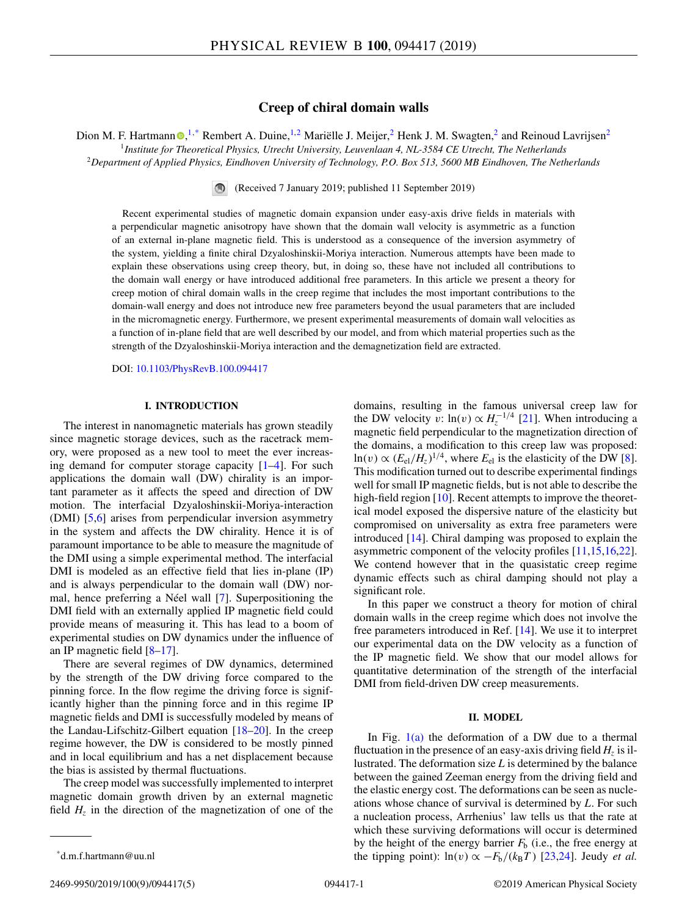# Creep of chiral domain walls

Dion M. F. Hartmann[1,*] Rembert A. Duine,[1,2] Mariëlle J. Meijer,[2] Henk J. M. Swagten,[2] and Reinoud Lavrijsen[2]

[1]*Institute for Theoretical Physics, Utrecht University, Leuvenlaan 4, NL-3584 CE Utrecht, The Netherlands*
[2]*Department of Applied Physics, Eindhoven University of Technology, P.O. Box 513, 5600 MB Eindhoven, The Netherlands*

(Received 7 January 2019; published 11 September 2019)

Recent experimental studies of magnetic domain expansion under easy-axis drive fields in materials with a perpendicular magnetic anisotropy have shown that the domain wall velocity is asymmetric as a function of an external in-plane magnetic field. This is understood as a consequence of the inversion asymmetry of the system, yielding a finite chiral Dzyaloshinskii-Moriya interaction. Numerous attempts have been made to explain these observations using creep theory, but, in doing so, these have not included all contributions to the domain wall energy or have introduced additional free parameters. In this article we present a theory for creep motion of chiral domain walls in the creep regime that includes the most important contributions to the domain-wall energy and does not introduce new free parameters beyond the usual parameters that are included in the micromagnetic energy. Furthermore, we present experimental measurements of domain wall velocities as a function of in-plane field that are well described by our model, and from which material properties such as the strength of the Dzyaloshinskii-Moriya interaction and the demagnetization field are extracted.

DOI: 10.1103/PhysRevB.100.094417

## I. INTRODUCTION

The interest in nanomagnetic materials has grown steadily since magnetic storage devices, such as the racetrack memory, were proposed as a new tool to meet the ever increasing demand for computer storage capacity [1–4]. For such applications the domain wall (DW) chirality is an important parameter as it affects the speed and direction of DW motion. The interfacial Dzyaloshinskii-Moriya-interaction (DMI) [5,6] arises from perpendicular inversion asymmetry in the system and affects the DW chirality. Hence it is of paramount importance to be able to measure the magnitude of the DMI using a simple experimental method. The interfacial DMI is modeled as an effective field that lies in-plane (IP) and is always perpendicular to the domain wall (DW) normal, hence preferring a Néel wall [7]. Superpositioning the DMI field with an externally applied IP magnetic field could provide means of measuring it. This has lead to a boom of experimental studies on DW dynamics under the influence of an IP magnetic field [8–17].

There are several regimes of DW dynamics, determined by the strength of the DW driving force compared to the pinning force. In the flow regime the driving force is significantly higher than the pinning force and in this regime IP magnetic fields and DMI is successfully modeled by means of the Landau-Lifschitz-Gilbert equation [18–20]. In the creep regime however, the DW is considered to be mostly pinned and in local equilibrium and has a net displacement because the bias is assisted by thermal fluctuations.

The creep model was successfully implemented to interpret magnetic domain growth driven by an external magnetic field $H_z$ in the direction of the magnetization of one of the domains, resulting in the famous universal creep law for the DW velocity $v$: $\ln(v) \propto H_z^{-1/4}$ [21]. When introducing a magnetic field perpendicular to the magnetization direction of the domains, a modification to this creep law was proposed: $\ln(v) \propto (E_{\text{el}}/H_z)^{1/4}$, where $E_{\text{el}}$ is the elasticity of the DW [8]. This modification turned out to describe experimental findings well for small IP magnetic fields, but is not able to describe the high-field region [10]. Recent attempts to improve the theoretical model exposed the dispersive nature of the elasticity but compromised on universality as extra free parameters were introduced [14]. Chiral damping was proposed to explain the asymmetric component of the velocity profiles [11,15,16,22]. We contend however that in the quasistatic creep regime dynamic effects such as chiral damping should not play a significant role.

In this paper we construct a theory for motion of chiral domain walls in the creep regime which does not involve the free parameters introduced in Ref. [14]. We use it to interpret our experimental data on the DW velocity as a function of the IP magnetic field. We show that our model allows for quantitative determination of the strength of the interfacial DMI from field-driven DW creep measurements.

## II. MODEL

In Fig. 1(a) the deformation of a DW due to a thermal fluctuation in the presence of an easy-axis driving field $H_z$ is illustrated. The deformation size $L$ is determined by the balance between the gained Zeeman energy from the driving field and the elastic energy cost. The deformations can be seen as nucleations whose chance of survival is determined by $L$. For such a nucleation process, Arrhenius' law tells us that the rate at which these surviving deformations will occur is determined by the height of the energy barrier $F_{\text{b}}$ (i.e., the free energy at the tipping point): $\ln(v) \propto -F_{\text{b}}/(k_{\text{B}}T)$ [23,24]. Jeudy *et al.*

---

*d.m.f.hartmann@uu.nl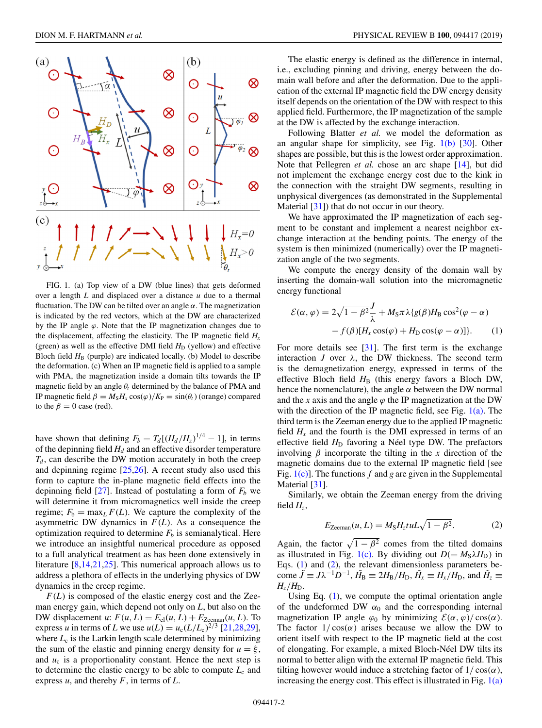FIG. 1. (a) Top view of a DW (blue lines) that gets deformed over a length $L$ and displaced over a distance $u$ due to a thermal fluctuation. The DW can be tilted over an angle $\alpha$. The magnetization is indicated by the red vectors, which at the DW are characterized by the IP angle $\varphi$. Note that the IP magnetization changes due to the displacement, affecting the elasticity. The IP magnetic field $H_x$ (green) as well as the effective DMI field $H_D$ (yellow) and effective Bloch field $H_B$ (purple) are indicated locally. (b) Model to describe the deformation. (c) When an IP magnetic field is applied to a sample with PMA, the magnetization inside a domain tilts towards the IP magnetic field by an angle $\theta_t$ determined by the balance of PMA and IP magnetic field $\beta = M_S H_x \cos(\varphi)/K_P = \sin(\theta_t)$ (orange) compared to the $\beta = 0$ case (red).

have shown that defining $F_b = T_d[(H_d/H_z)^{1/4} - 1]$, in terms of the depinning field $H_d$ and an effective disorder temperature $T_d$, can describe the DW motion accurately in both the creep and depinning regime [25,26]. A recent study also used this form to capture the in-plane magnetic field effects into the depinning field [27]. Instead of postulating a form of $F_b$ we will determine it from micromagnetics well inside the creep regime; $F_b = \max_L F(L)$. We capture the complexity of the asymmetric DW dynamics in $F(L)$. As a consequence the optimization required to determine $F_b$ is semianalytical. Here we introduce an insightful numerical procedure as opposed to a full analytical treatment as has been done extensively in literature [8,14,21,25]. This numerical approach allows us to address a plethora of effects in the underlying physics of DW dynamics in the creep regime.

$F(L)$ is composed of the elastic energy cost and the Zeeman energy gain, which depend not only on $L$, but also on the DW displacement $u$: $F(u, L) = E_{\text{el}}(u, L) + E_{\text{Zeeman}}(u, L)$. To express $u$ in terms of $L$ we use $u(L) = u_c(L/L_c)^{2/3}$ [21,28,29], where $L_c$ is the Larkin length scale determined by minimizing the sum of the elastic and pinning energy density for $u = \xi$, and $u_c$ is a proportionality constant. Hence the next step is to determine the elastic energy to be able to compute $L_c$ and express $u$, and thereby $F$, in terms of $L$.

The elastic energy is defined as the difference in internal, i.e., excluding pinning and driving, energy between the domain wall before and after the deformation. Due to the application of the external IP magnetic field the DW energy density itself depends on the orientation of the DW with respect to this applied field. Furthermore, the IP magnetization of the sample at the DW is affected by the exchange interaction.

Following Blatter *et al.* we model the deformation as an angular shape for simplicity, see Fig. 1(b) [30]. Other shapes are possible, but this is the lowest order approximation. Note that Pellegren *et al.* chose an arc shape [14], but did not implement the exchange energy cost due to the kink in the connection with the straight DW segments, resulting in unphysical divergences (as demonstrated in the Supplemental Material [31]) that do not occur in our theory.

We have approximated the IP magnetization of each segment to be constant and implement a nearest neighbor exchange interaction at the bending points. The energy of the system is then minimized (numerically) over the IP magnetization angle of the two segments.

We compute the energy density of the domain wall by inserting the domain-wall solution into the micromagnetic energy functional

$$\mathcal{E}(\alpha, \varphi) = 2\sqrt{1-\beta^2}\frac{J}{\lambda} + M_S \pi \lambda \{g(\beta) H_B \cos^2(\varphi - \alpha) - f(\beta)[H_x \cos(\varphi) + H_D \cos(\varphi - \alpha)]\}. \tag{1}$$

For more details see [31]. The first term is the exchange interaction $J$ over $\lambda$, the DW thickness. The second term is the demagnetization energy, expressed in terms of the effective Bloch field $H_B$ (this energy favors a Bloch DW, hence the nomenclature), the angle $\alpha$ between the DW normal and the $x$ axis and the angle $\varphi$ the IP magnetization at the DW with the direction of the IP magnetic field, see Fig. 1(a). The third term is the Zeeman energy due to the applied IP magnetic field $H_x$ and the fourth is the DMI expressed in terms of an effective field $H_D$ favoring a Néel type DW. The prefactors involving $\beta$ incorporate the tilting in the $x$ direction of the magnetic domains due to the external IP magnetic field [see Fig. 1(c)]. The functions $f$ and $g$ are given in the Supplemental Material [31].

Similarly, we obtain the Zeeman energy from the driving field $H_z$,

$$E_{\text{Zeeman}}(u, L) = M_S H_z t u L \sqrt{1-\beta^2}. \tag{2}$$

Again, the factor $\sqrt{1-\beta^2}$ comes from the tilted domains as illustrated in Fig. 1(c). By dividing out $D(= M_S \lambda H_D)$ in Eqs. (1) and (2), the relevant dimensionless parameters become $\tilde{J} \equiv J\lambda^{-1}D^{-1}$, $\tilde{H}_B \equiv 2H_B/H_D$, $\tilde{H}_x \equiv H_x/H_D$, and $\tilde{H}_z \equiv H_z/H_D$.

Using Eq. (1), we compute the optimal orientation angle of the undeformed DW $\alpha_0$ and the corresponding internal magnetization IP angle $\varphi_0$ by minimizing $\mathcal{E}(\alpha, \varphi)/\cos(\alpha)$. The factor $1/\cos(\alpha)$ arises because we allow the DW to orient itself with respect to the IP magnetic field at the cost of elongating. For example, a mixed Bloch-Néel DW tilts its normal to better align with the external IP magnetic field. This tilting however would induce a stretching factor of $1/\cos(\alpha)$, increasing the energy cost. This effect is illustrated in Fig. 1(a)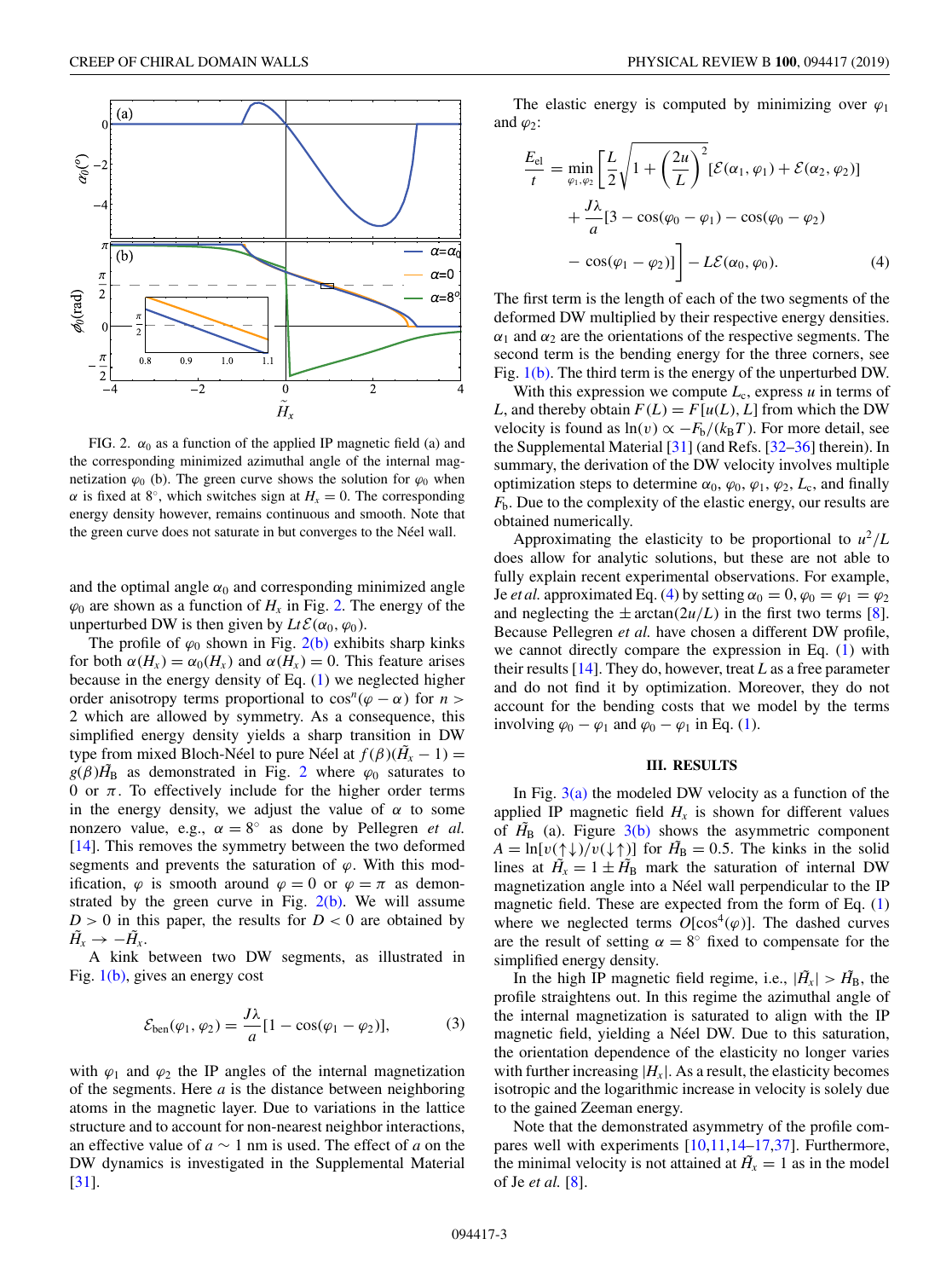FIG. 2. $\alpha_0$ as a function of the applied IP magnetic field (a) and the corresponding minimized azimuthal angle of the internal magnetization $\varphi_0$ (b). The green curve shows the solution for $\varphi_0$ when $\alpha$ is fixed at 8°, which switches sign at $H_x = 0$. The corresponding energy density however, remains continuous and smooth. Note that the green curve does not saturate in but converges to the Néel wall.

and the optimal angle $\alpha_0$ and corresponding minimized angle $\varphi_0$ are shown as a function of $H_x$ in Fig. 2. The energy of the unperturbed DW is then given by $Lt\mathcal{E}(\alpha_0, \varphi_0)$.

The profile of $\varphi_0$ shown in Fig. 2(b) exhibits sharp kinks for both $\alpha(H_x) = \alpha_0(H_x)$ and $\alpha(H_x) = 0$. This feature arises because in the energy density of Eq. (1) we neglected higher order anisotropy terms proportional to $\cos^n(\varphi - \alpha)$ for $n > 2$ which are allowed by symmetry. As a consequence, this simplified energy density yields a sharp transition in DW type from mixed Bloch-Néel to pure Néel at $f(\beta)(\tilde{H}_x - 1) = g(\beta)\tilde{H}_\mathrm{B}$ as demonstrated in Fig. 2 where $\varphi_0$ saturates to 0 or $\pi$. To effectively include for the higher order terms in the energy density, we adjust the value of $\alpha$ to some nonzero value, e.g., $\alpha = 8^\circ$ as done by Pellegren *et al.* [14]. This removes the symmetry between the two deformed segments and prevents the saturation of $\varphi$. With this modification, $\varphi$ is smooth around $\varphi = 0$ or $\varphi = \pi$ as demonstrated by the green curve in Fig. 2(b). We will assume $D > 0$ in this paper, the results for $D < 0$ are obtained by $\tilde{H}_x \to -\tilde{H}_x$.

A kink between two DW segments, as illustrated in Fig. 1(b), gives an energy cost

$$\mathcal{E}_\mathrm{ben}(\varphi_1, \varphi_2) = \frac{J\lambda}{a}[1 - \cos(\varphi_1 - \varphi_2)], \tag{3}$$

with $\varphi_1$ and $\varphi_2$ the IP angles of the internal magnetization of the segments. Here $a$ is the distance between neighboring atoms in the magnetic layer. Due to variations in the lattice structure and to account for non-nearest neighbor interactions, an effective value of $a \sim 1$ nm is used. The effect of $a$ on the DW dynamics is investigated in the Supplemental Material [31].

The elastic energy is computed by minimizing over $\varphi_1$ and $\varphi_2$:

$$\begin{aligned}\frac{E_\mathrm{el}}{t} = \min_{\varphi_1,\varphi_2}\Bigg[&\frac{L}{2}\sqrt{1 + \left(\frac{2u}{L}\right)^2}\,[\mathcal{E}(\alpha_1, \varphi_1) + \mathcal{E}(\alpha_2, \varphi_2)] \\ &+ \frac{J\lambda}{a}[3 - \cos(\varphi_0 - \varphi_1) - \cos(\varphi_0 - \varphi_2) \\ &- \cos(\varphi_1 - \varphi_2)]\Bigg] - L\mathcal{E}(\alpha_0, \varphi_0).\end{aligned} \tag{4}$$

The first term is the length of each of the two segments of the deformed DW multiplied by their respective energy densities. $\alpha_1$ and $\alpha_2$ are the orientations of the respective segments. The second term is the bending energy for the three corners, see Fig. 1(b). The third term is the energy of the unperturbed DW.

With this expression we compute $L_c$, express $u$ in terms of $L$, and thereby obtain $F(L) = F[u(L), L]$ from which the DW velocity is found as $\ln(v) \propto -F_\mathrm{b}/(k_\mathrm{B}T)$. For more detail, see the Supplemental Material [31] (and Refs. [32–36] therein). In summary, the derivation of the DW velocity involves multiple optimization steps to determine $\alpha_0$, $\varphi_0$, $\varphi_1$, $\varphi_2$, $L_c$, and finally $F_\mathrm{b}$. Due to the complexity of the elastic energy, our results are obtained numerically.

Approximating the elasticity to be proportional to $u^2/L$ does allow for analytic solutions, but these are not able to fully explain recent experimental observations. For example, Je *et al.* approximated Eq. (4) by setting $\alpha_0 = 0, \varphi_0 = \varphi_1 = \varphi_2$ and neglecting the $\pm\arctan(2u/L)$ in the first two terms [8]. Because Pellegren *et al.* have chosen a different DW profile, we cannot directly compare the expression in Eq. (1) with their results [14]. They do, however, treat $L$ as a free parameter and do not find it by optimization. Moreover, they do not account for the bending costs that we model by the terms involving $\varphi_0 - \varphi_1$ and $\varphi_0 - \varphi_1$ in Eq. (1).

## III. RESULTS

In Fig. 3(a) the modeled DW velocity as a function of the applied IP magnetic field $H_x$ is shown for different values of $\tilde{H}_\mathrm{B}$ (a). Figure 3(b) shows the asymmetric component $A = \ln[v(\uparrow\downarrow)/v(\downarrow\uparrow)]$ for $\tilde{H}_\mathrm{B} = 0.5$. The kinks in the solid lines at $\tilde{H}_x = 1 \pm \tilde{H}_\mathrm{B}$ mark the saturation of internal DW magnetization angle into a Néel wall perpendicular to the IP magnetic field. These are expected from the form of Eq. (1) where we neglected terms $O[\cos^4(\varphi)]$. The dashed curves are the result of setting $\alpha = 8^\circ$ fixed to compensate for the simplified energy density.

In the high IP magnetic field regime, i.e., $|\tilde{H}_x| > \tilde{H}_\mathrm{B}$, the profile straightens out. In this regime the azimuthal angle of the internal magnetization is saturated to align with the IP magnetic field, yielding a Néel DW. Due to this saturation, the orientation dependence of the elasticity no longer varies with further increasing $|H_x|$. As a result, the elasticity becomes isotropic and the logarithmic increase in velocity is solely due to the gained Zeeman energy.

Note that the demonstrated asymmetry of the profile compares well with experiments [10,11,14–17,37]. Furthermore, the minimal velocity is not attained at $\tilde{H}_x = 1$ as in the model of Je *et al.* [8].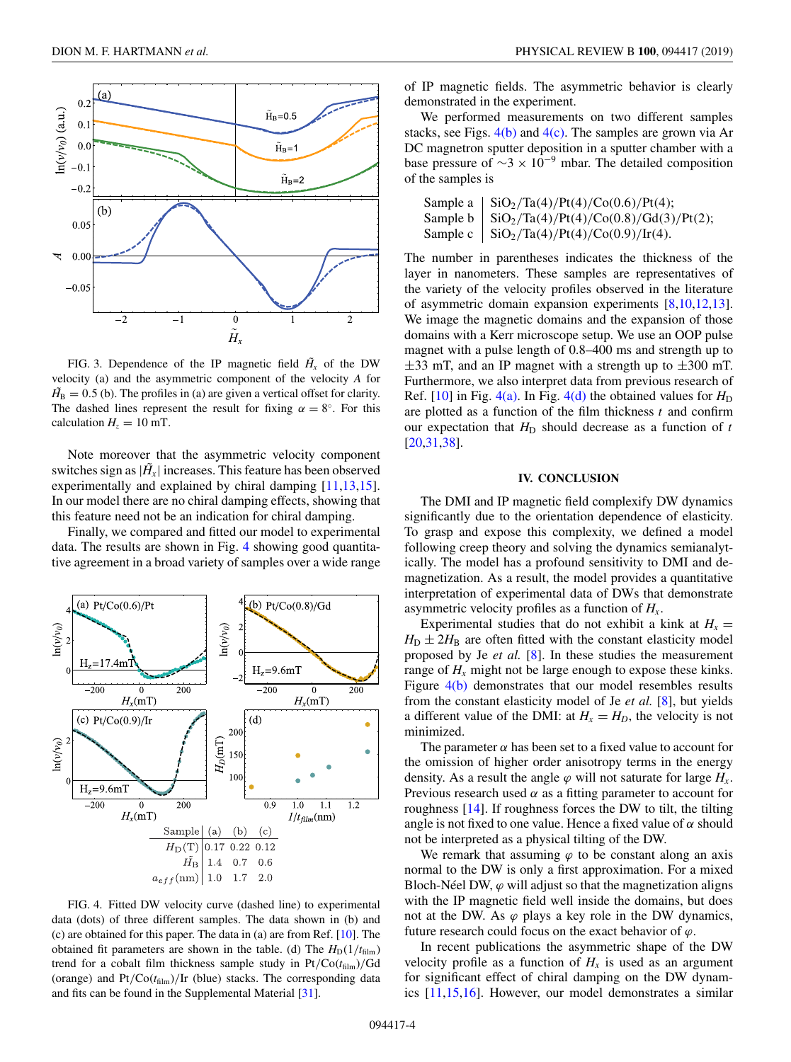FIG. 3. Dependence of the IP magnetic field $\tilde{H}_x$ of the DW velocity (a) and the asymmetric component of the velocity $A$ for $\tilde{H}_B = 0.5$ (b). The profiles in (a) are given a vertical offset for clarity. The dashed lines represent the result for fixing $\alpha = 8^\circ$. For this calculation $H_z = 10$ mT.

Note moreover that the asymmetric velocity component switches sign as $|\tilde{H}_x|$ increases. This feature has been observed experimentally and explained by chiral damping [11,13,15]. In our model there are no chiral damping effects, showing that this feature need not be an indication for chiral damping.

Finally, we compared and fitted our model to experimental data. The results are shown in Fig. 4 showing good quantitative agreement in a broad variety of samples over a wide range of IP magnetic fields. The asymmetric behavior is clearly demonstrated in the experiment.

| Sample | (a) | (b) | (c) |
|---|---|---|---|
| $H_D$(T) | 0.17 | 0.22 | 0.12 |
| $\tilde{H}_B$ | 1.4 | 0.7 | 0.6 |
| $a_{eff}$(nm) | 1.0 | 1.7 | 2.0 |

FIG. 4. Fitted DW velocity curve (dashed line) to experimental data (dots) of three different samples. The data shown in (b) and (c) are obtained for this paper. The data in (a) are from Ref. [10]. The obtained fit parameters are shown in the table. (d) The $H_D(1/t_{\text{film}})$ trend for a cobalt film thickness sample study in Pt/Co($t_{\text{film}}$)/Gd (orange) and Pt/Co($t_{\text{film}}$)/Ir (blue) stacks. The corresponding data and fits can be found in the Supplemental Material [31].

We performed measurements on two different samples stacks, see Figs. 4(b) and 4(c). The samples are grown via Ar DC magnetron sputter deposition in a sputter chamber with a base pressure of $\sim 3 \times 10^{-9}$ mbar. The detailed composition of the samples is

| | |
|---|---|
| Sample a | $SiO_2$/Ta(4)/Pt(4)/Co(0.6)/Pt(4); |
| Sample b | $SiO_2$/Ta(4)/Pt(4)/Co(0.8)/Gd(3)/Pt(2); |
| Sample c | $SiO_2$/Ta(4)/Pt(4)/Co(0.9)/Ir(4). |

The number in parentheses indicates the thickness of the layer in nanometers. These samples are representatives of the variety of the velocity profiles observed in the literature of asymmetric domain expansion experiments [8,10,12,13]. We image the magnetic domains and the expansion of those domains with a Kerr microscope setup. We use an OOP pulse magnet with a pulse length of 0.8–400 ms and strength up to $\pm 33$ mT, and an IP magnet with a strength up to $\pm 300$ mT. Furthermore, we also interpret data from previous research of Ref. [10] in Fig. 4(a). In Fig. 4(d) the obtained values for $H_D$ are plotted as a function of the film thickness $t$ and confirm our expectation that $H_D$ should decrease as a function of $t$ [20,31,38].

## IV. CONCLUSION

The DMI and IP magnetic field complexify DW dynamics significantly due to the orientation dependence of elasticity. To grasp and expose this complexity, we defined a model following creep theory and solving the dynamics semianalytically. The model has a profound sensitivity to DMI and demagnetization. As a result, the model provides a quantitative interpretation of experimental data of DWs that demonstrate asymmetric velocity profiles as a function of $H_x$.

Experimental studies that do not exhibit a kink at $H_x = H_D \pm 2H_B$ are often fitted with the constant elasticity model proposed by Je *et al.* [8]. In these studies the measurement range of $H_x$ might not be large enough to expose these kinks. Figure 4(b) demonstrates that our model resembles results from the constant elasticity model of Je *et al.* [8], but yields a different value of the DMI: at $H_x = H_D$, the velocity is not minimized.

The parameter $\alpha$ has been set to a fixed value to account for the omission of higher order anisotropy terms in the energy density. As a result the angle $\varphi$ will not saturate for large $H_x$. Previous research used $\alpha$ as a fitting parameter to account for roughness [14]. If roughness forces the DW to tilt, the tilting angle is not fixed to one value. Hence a fixed value of $\alpha$ should not be interpreted as a physical tilting of the DW.

We remark that assuming $\varphi$ to be constant along an axis normal to the DW is only a first approximation. For a mixed Bloch-Néel DW, $\varphi$ will adjust so that the magnetization aligns with the IP magnetic field well inside the domains, but does not at the DW. As $\varphi$ plays a key role in the DW dynamics, future research could focus on the exact behavior of $\varphi$.

In recent publications the asymmetric shape of the DW velocity profile as a function of $H_x$ is used as an argument for significant effect of chiral damping on the DW dynamics [11,15,16]. However, our model demonstrates a similar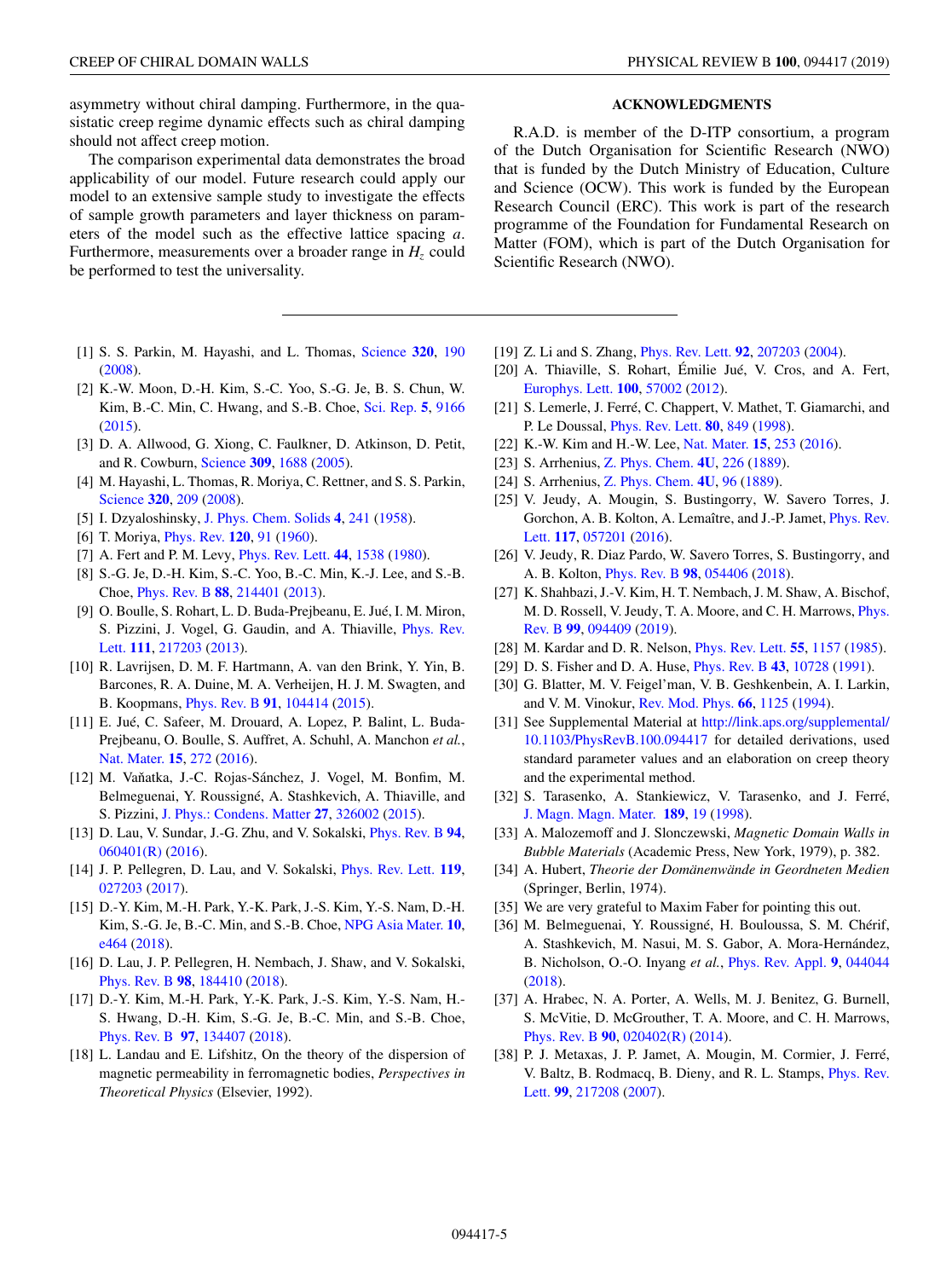asymmetry without chiral damping. Furthermore, in the quasistatic creep regime dynamic effects such as chiral damping should not affect creep motion.

The comparison experimental data demonstrates the broad applicability of our model. Future research could apply our model to an extensive sample study to investigate the effects of sample growth parameters and layer thickness on parameters of the model such as the effective lattice spacing $a$. Furthermore, measurements over a broader range in $H_z$ could be performed to test the universality.

## ACKNOWLEDGMENTS

R.A.D. is member of the D-ITP consortium, a program of the Dutch Organisation for Scientific Research (NWO) that is funded by the Dutch Ministry of Education, Culture and Science (OCW). This work is funded by the European Research Council (ERC). This work is part of the research programme of the Foundation for Fundamental Research on Matter (FOM), which is part of the Dutch Organisation for Scientific Research (NWO).

---

[1] S. S. Parkin, M. Hayashi, and L. Thomas, Science **320**, 190 (2008).

[2] K.-W. Moon, D.-H. Kim, S.-C. Yoo, S.-G. Je, B. S. Chun, W. Kim, B.-C. Min, C. Hwang, and S.-B. Choe, Sci. Rep. **5**, 9166 (2015).

[3] D. A. Allwood, G. Xiong, C. Faulkner, D. Atkinson, D. Petit, and R. Cowburn, Science **309**, 1688 (2005).

[4] M. Hayashi, L. Thomas, R. Moriya, C. Rettner, and S. S. Parkin, Science **320**, 209 (2008).

[5] I. Dzyaloshinsky, J. Phys. Chem. Solids **4**, 241 (1958).

[6] T. Moriya, Phys. Rev. **120**, 91 (1960).

[7] A. Fert and P. M. Levy, Phys. Rev. Lett. **44**, 1538 (1980).

[8] S.-G. Je, D.-H. Kim, S.-C. Yoo, B.-C. Min, K.-J. Lee, and S.-B. Choe, Phys. Rev. B **88**, 214401 (2013).

[9] O. Boulle, S. Rohart, L. D. Buda-Prejbeanu, E. Jué, I. M. Miron, S. Pizzini, J. Vogel, G. Gaudin, and A. Thiaville, Phys. Rev. Lett. **111**, 217203 (2013).

[10] R. Lavrijsen, D. M. F. Hartmann, A. van den Brink, Y. Yin, B. Barcones, R. A. Duine, M. A. Verheijen, H. J. M. Swagten, and B. Koopmans, Phys. Rev. B **91**, 104414 (2015).

[11] E. Jué, C. Safeer, M. Drouard, A. Lopez, P. Balint, L. Buda-Prejbeanu, O. Boulle, S. Auffret, A. Schuhl, A. Manchon *et al.*, Nat. Mater. **15**, 272 (2016).

[12] M. Vaňatka, J.-C. Rojas-Sánchez, J. Vogel, M. Bonfim, M. Belmeguenai, Y. Roussigné, A. Stashkevich, A. Thiaville, and S. Pizzini, J. Phys.: Condens. Matter **27**, 326002 (2015).

[13] D. Lau, V. Sundar, J.-G. Zhu, and V. Sokalski, Phys. Rev. B **94**, 060401(R) (2016).

[14] J. P. Pellegren, D. Lau, and V. Sokalski, Phys. Rev. Lett. **119**, 027203 (2017).

[15] D.-Y. Kim, M.-H. Park, Y.-K. Park, J.-S. Kim, Y.-S. Nam, D.-H. Kim, S.-G. Je, B.-C. Min, and S.-B. Choe, NPG Asia Mater. **10**, e464 (2018).

[16] D. Lau, J. P. Pellegren, H. Nembach, J. Shaw, and V. Sokalski, Phys. Rev. B **98**, 184410 (2018).

[17] D.-Y. Kim, M.-H. Park, Y.-K. Park, J.-S. Kim, Y.-S. Nam, H.-S. Hwang, D.-H. Kim, S.-G. Je, B.-C. Min, and S.-B. Choe, Phys. Rev. B **97**, 134407 (2018).

[18] L. Landau and E. Lifshitz, On the theory of the dispersion of magnetic permeability in ferromagnetic bodies, *Perspectives in Theoretical Physics* (Elsevier, 1992).

[19] Z. Li and S. Zhang, Phys. Rev. Lett. **92**, 207203 (2004).

[20] A. Thiaville, S. Rohart, Émilie Jué, V. Cros, and A. Fert, Europhys. Lett. **100**, 57002 (2012).

[21] S. Lemerle, J. Ferré, C. Chappert, V. Mathet, T. Giamarchi, and P. Le Doussal, Phys. Rev. Lett. **80**, 849 (1998).

[22] K.-W. Kim and H.-W. Lee, Nat. Mater. **15**, 253 (2016).

[23] S. Arrhenius, Z. Phys. Chem. **4U**, 226 (1889).

[24] S. Arrhenius, Z. Phys. Chem. **4U**, 96 (1889).

[25] V. Jeudy, A. Mougin, S. Bustingorry, W. Savero Torres, J. Gorchon, A. B. Kolton, A. Lemaître, and J.-P. Jamet, Phys. Rev. Lett. **117**, 057201 (2016).

[26] V. Jeudy, R. Diaz Pardo, W. Savero Torres, S. Bustingorry, and A. B. Kolton, Phys. Rev. B **98**, 054406 (2018).

[27] K. Shahbazi, J.-V. Kim, H. T. Nembach, J. M. Shaw, A. Bischof, M. D. Rossell, V. Jeudy, T. A. Moore, and C. H. Marrows, Phys. Rev. B **99**, 094409 (2019).

[28] M. Kardar and D. R. Nelson, Phys. Rev. Lett. **55**, 1157 (1985).

[29] D. S. Fisher and D. A. Huse, Phys. Rev. B **43**, 10728 (1991).

[30] G. Blatter, M. V. Feigel'man, V. B. Geshkenbein, A. I. Larkin, and V. M. Vinokur, Rev. Mod. Phys. **66**, 1125 (1994).

[31] See Supplemental Material at http://link.aps.org/supplemental/10.1103/PhysRevB.100.094417 for detailed derivations, used standard parameter values and an elaboration on creep theory and the experimental method.

[32] S. Tarasenko, A. Stankiewicz, V. Tarasenko, and J. Ferré, J. Magn. Magn. Mater. **189**, 19 (1998).

[33] A. Malozemoff and J. Slonczewski, *Magnetic Domain Walls in Bubble Materials* (Academic Press, New York, 1979), p. 382.

[34] A. Hubert, *Theorie der Domänenwände in Geordneten Medien* (Springer, Berlin, 1974).

[35] We are very grateful to Maxim Faber for pointing this out.

[36] M. Belmeguenai, Y. Roussigné, H. Bouloussa, S. M. Chérif, A. Stashkevich, M. Nasui, M. S. Gabor, A. Mora-Hernández, B. Nicholson, O.-O. Inyang *et al.*, Phys. Rev. Appl. **9**, 044044 (2018).

[37] A. Hrabec, N. A. Porter, A. Wells, M. J. Benitez, G. Burnell, S. McVitie, D. McGrouther, T. A. Moore, and C. H. Marrows, Phys. Rev. B **90**, 020402(R) (2014).

[38] P. J. Metaxas, J. P. Jamet, A. Mougin, M. Cormier, J. Ferré, V. Baltz, B. Rodmacq, B. Dieny, and R. L. Stamps, Phys. Rev. Lett. **99**, 217208 (2007).